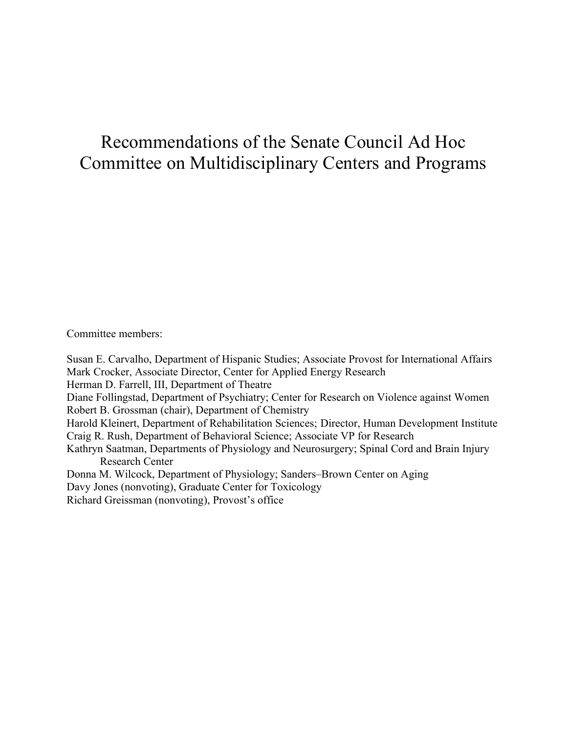# Recommendations of the Senate Council Ad Hoc Committee on Multidisciplinary Centers and Programs

Committee members:

Susan E. Carvalho, Department of Hispanic Studies; Associate Provost for International Affairs
Mark Crocker, Associate Director, Center for Applied Energy Research
Herman D. Farrell, III, Department of Theatre
Diane Follingstad, Department of Psychiatry; Center for Research on Violence against Women
Robert B. Grossman (chair), Department of Chemistry
Harold Kleinert, Department of Rehabilitation Sciences; Director, Human Development Institute
Craig R. Rush, Department of Behavioral Science; Associate VP for Research
Kathryn Saatman, Departments of Physiology and Neurosurgery; Spinal Cord and Brain Injury Research Center
Donna M. Wilcock, Department of Physiology; Sanders–Brown Center on Aging
Davy Jones (nonvoting), Graduate Center for Toxicology
Richard Greissman (nonvoting), Provost's office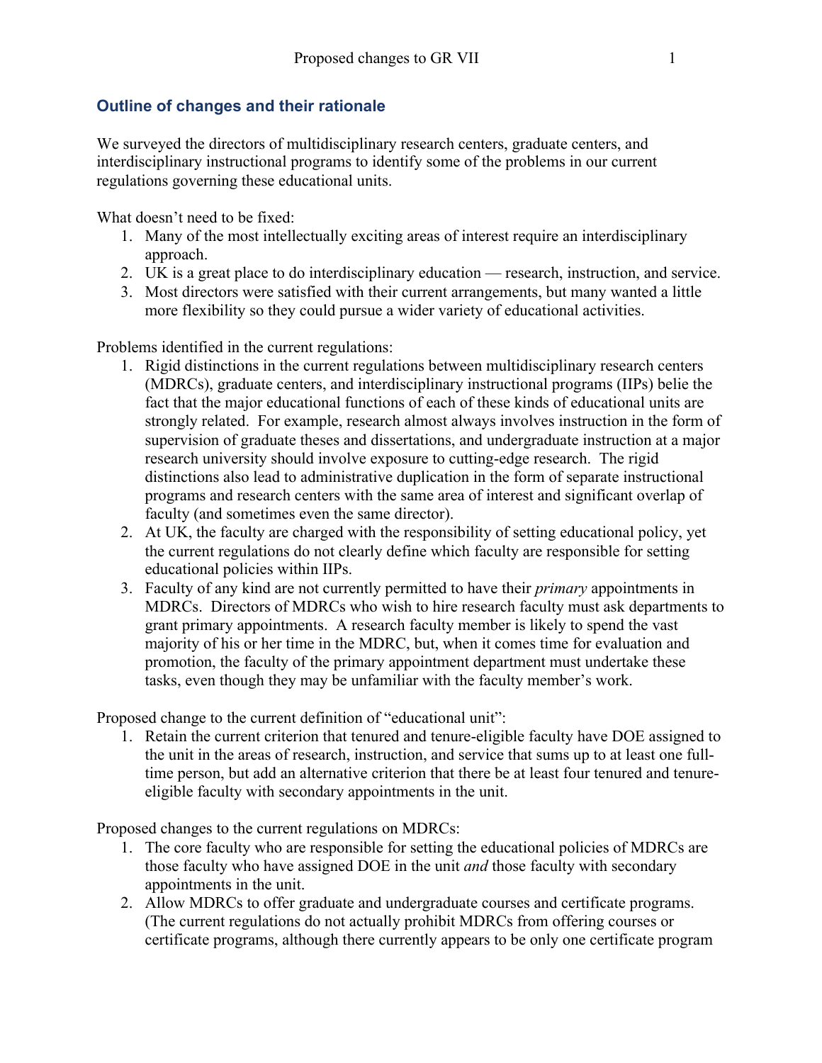## Outline of changes and their rationale

We surveyed the directors of multidisciplinary research centers, graduate centers, and interdisciplinary instructional programs to identify some of the problems in our current regulations governing these educational units.

What doesn't need to be fixed:

1. Many of the most intellectually exciting areas of interest require an interdisciplinary approach.
2. UK is a great place to do interdisciplinary education — research, instruction, and service.
3. Most directors were satisfied with their current arrangements, but many wanted a little more flexibility so they could pursue a wider variety of educational activities.

Problems identified in the current regulations:

1. Rigid distinctions in the current regulations between multidisciplinary research centers (MDRCs), graduate centers, and interdisciplinary instructional programs (IIPs) belie the fact that the major educational functions of each of these kinds of educational units are strongly related. For example, research almost always involves instruction in the form of supervision of graduate theses and dissertations, and undergraduate instruction at a major research university should involve exposure to cutting-edge research. The rigid distinctions also lead to administrative duplication in the form of separate instructional programs and research centers with the same area of interest and significant overlap of faculty (and sometimes even the same director).
2. At UK, the faculty are charged with the responsibility of setting educational policy, yet the current regulations do not clearly define which faculty are responsible for setting educational policies within IIPs.
3. Faculty of any kind are not currently permitted to have their *primary* appointments in MDRCs. Directors of MDRCs who wish to hire research faculty must ask departments to grant primary appointments. A research faculty member is likely to spend the vast majority of his or her time in the MDRC, but, when it comes time for evaluation and promotion, the faculty of the primary appointment department must undertake these tasks, even though they may be unfamiliar with the faculty member's work.

Proposed change to the current definition of "educational unit":

1. Retain the current criterion that tenured and tenure-eligible faculty have DOE assigned to the unit in the areas of research, instruction, and service that sums up to at least one full-time person, but add an alternative criterion that there be at least four tenured and tenure-eligible faculty with secondary appointments in the unit.

Proposed changes to the current regulations on MDRCs:

1. The core faculty who are responsible for setting the educational policies of MDRCs are those faculty who have assigned DOE in the unit *and* those faculty with secondary appointments in the unit.
2. Allow MDRCs to offer graduate and undergraduate courses and certificate programs. (The current regulations do not actually prohibit MDRCs from offering courses or certificate programs, although there currently appears to be only one certificate program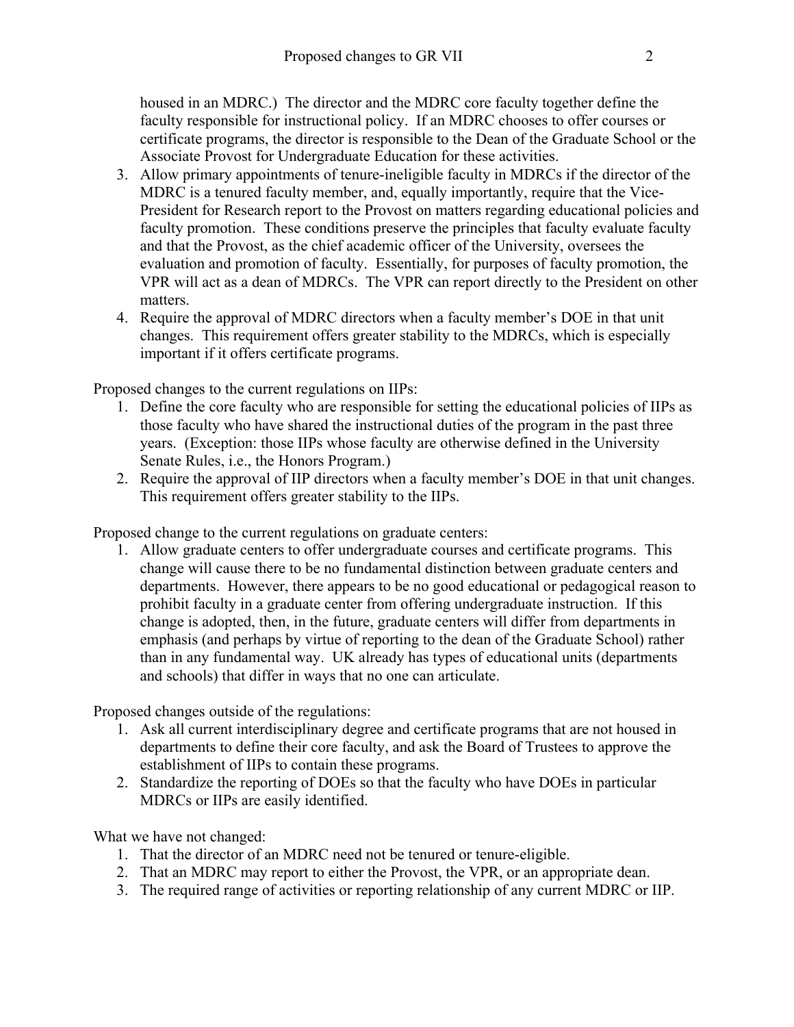housed in an MDRC.) The director and the MDRC core faculty together define the faculty responsible for instructional policy. If an MDRC chooses to offer courses or certificate programs, the director is responsible to the Dean of the Graduate School or the Associate Provost for Undergraduate Education for these activities.

3. Allow primary appointments of tenure-ineligible faculty in MDRCs if the director of the MDRC is a tenured faculty member, and, equally importantly, require that the Vice-President for Research report to the Provost on matters regarding educational policies and faculty promotion. These conditions preserve the principles that faculty evaluate faculty and that the Provost, as the chief academic officer of the University, oversees the evaluation and promotion of faculty. Essentially, for purposes of faculty promotion, the VPR will act as a dean of MDRCs. The VPR can report directly to the President on other matters.
4. Require the approval of MDRC directors when a faculty member's DOE in that unit changes. This requirement offers greater stability to the MDRCs, which is especially important if it offers certificate programs.

Proposed changes to the current regulations on IIPs:

1. Define the core faculty who are responsible for setting the educational policies of IIPs as those faculty who have shared the instructional duties of the program in the past three years. (Exception: those IIPs whose faculty are otherwise defined in the University Senate Rules, i.e., the Honors Program.)
2. Require the approval of IIP directors when a faculty member's DOE in that unit changes. This requirement offers greater stability to the IIPs.

Proposed change to the current regulations on graduate centers:

1. Allow graduate centers to offer undergraduate courses and certificate programs. This change will cause there to be no fundamental distinction between graduate centers and departments. However, there appears to be no good educational or pedagogical reason to prohibit faculty in a graduate center from offering undergraduate instruction. If this change is adopted, then, in the future, graduate centers will differ from departments in emphasis (and perhaps by virtue of reporting to the dean of the Graduate School) rather than in any fundamental way. UK already has types of educational units (departments and schools) that differ in ways that no one can articulate.

Proposed changes outside of the regulations:

1. Ask all current interdisciplinary degree and certificate programs that are not housed in departments to define their core faculty, and ask the Board of Trustees to approve the establishment of IIPs to contain these programs.
2. Standardize the reporting of DOEs so that the faculty who have DOEs in particular MDRCs or IIPs are easily identified.

What we have not changed:

1. That the director of an MDRC need not be tenured or tenure-eligible.
2. That an MDRC may report to either the Provost, the VPR, or an appropriate dean.
3. The required range of activities or reporting relationship of any current MDRC or IIP.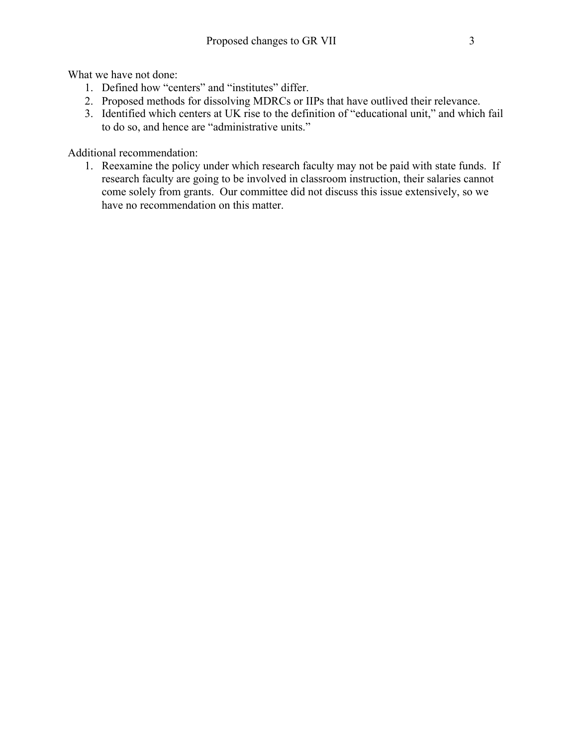What we have not done:

1. Defined how "centers" and "institutes" differ.
2. Proposed methods for dissolving MDRCs or IIPs that have outlived their relevance.
3. Identified which centers at UK rise to the definition of "educational unit," and which fail to do so, and hence are "administrative units."

Additional recommendation:

1. Reexamine the policy under which research faculty may not be paid with state funds. If research faculty are going to be involved in classroom instruction, their salaries cannot come solely from grants. Our committee did not discuss this issue extensively, so we have no recommendation on this matter.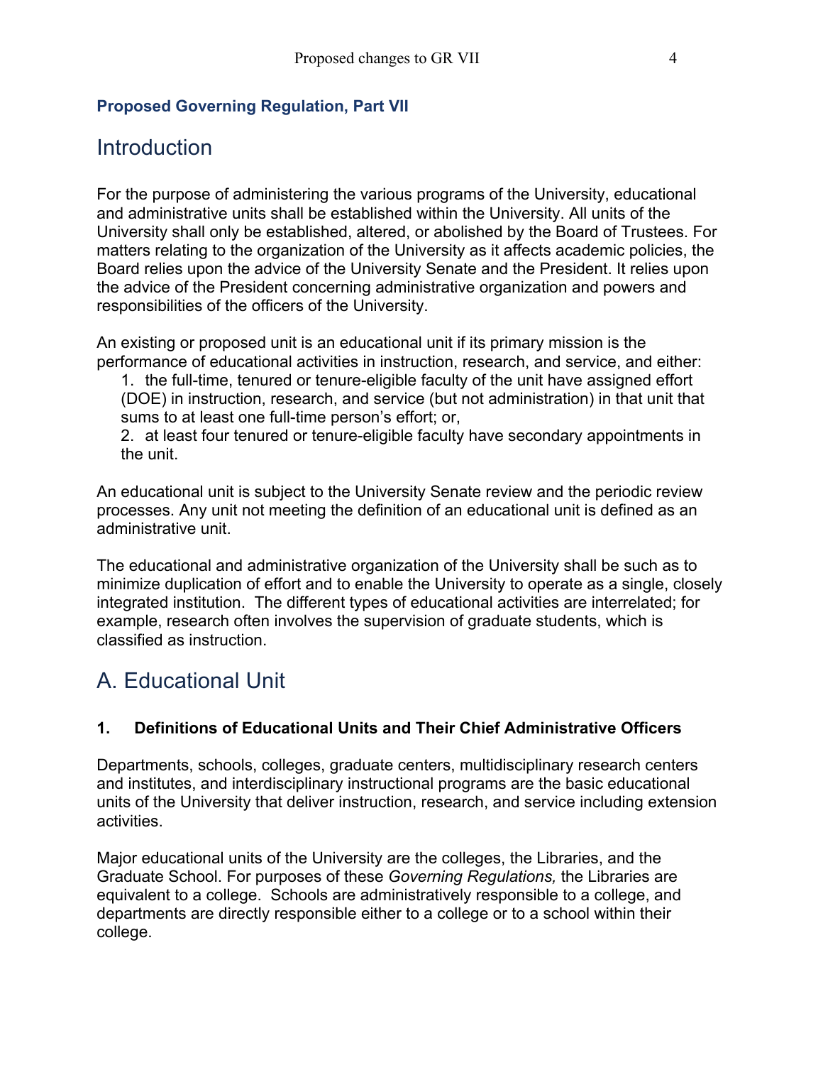**Proposed Governing Regulation, Part VII**

# Introduction

For the purpose of administering the various programs of the University, educational and administrative units shall be established within the University. All units of the University shall only be established, altered, or abolished by the Board of Trustees. For matters relating to the organization of the University as it affects academic policies, the Board relies upon the advice of the University Senate and the President. It relies upon the advice of the President concerning administrative organization and powers and responsibilities of the officers of the University.

An existing or proposed unit is an educational unit if its primary mission is the performance of educational activities in instruction, research, and service, and either:

1. the full-time, tenured or tenure-eligible faculty of the unit have assigned effort (DOE) in instruction, research, and service (but not administration) in that unit that sums to at least one full-time person's effort; or,
2. at least four tenured or tenure-eligible faculty have secondary appointments in the unit.

An educational unit is subject to the University Senate review and the periodic review processes. Any unit not meeting the definition of an educational unit is defined as an administrative unit.

The educational and administrative organization of the University shall be such as to minimize duplication of effort and to enable the University to operate as a single, closely integrated institution. The different types of educational activities are interrelated; for example, research often involves the supervision of graduate students, which is classified as instruction.

# A. Educational Unit

### 1. Definitions of Educational Units and Their Chief Administrative Officers

Departments, schools, colleges, graduate centers, multidisciplinary research centers and institutes, and interdisciplinary instructional programs are the basic educational units of the University that deliver instruction, research, and service including extension activities.

Major educational units of the University are the colleges, the Libraries, and the Graduate School. For purposes of these *Governing Regulations,* the Libraries are equivalent to a college. Schools are administratively responsible to a college, and departments are directly responsible either to a college or to a school within their college.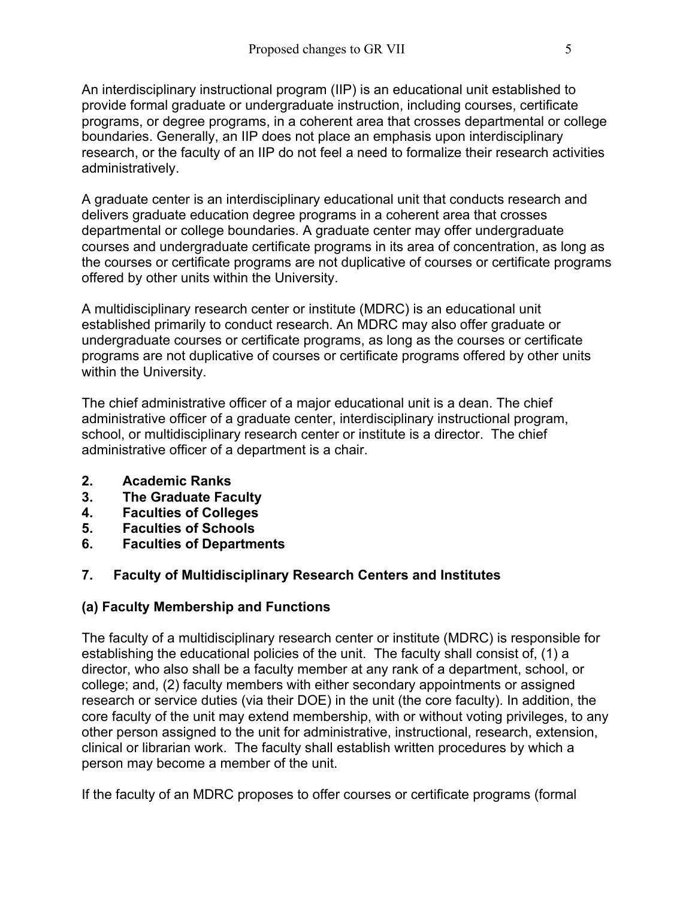An interdisciplinary instructional program (IIP) is an educational unit established to provide formal graduate or undergraduate instruction, including courses, certificate programs, or degree programs, in a coherent area that crosses departmental or college boundaries. Generally, an IIP does not place an emphasis upon interdisciplinary research, or the faculty of an IIP do not feel a need to formalize their research activities administratively.

A graduate center is an interdisciplinary educational unit that conducts research and delivers graduate education degree programs in a coherent area that crosses departmental or college boundaries. A graduate center may offer undergraduate courses and undergraduate certificate programs in its area of concentration, as long as the courses or certificate programs are not duplicative of courses or certificate programs offered by other units within the University.

A multidisciplinary research center or institute (MDRC) is an educational unit established primarily to conduct research. An MDRC may also offer graduate or undergraduate courses or certificate programs, as long as the courses or certificate programs are not duplicative of courses or certificate programs offered by other units within the University.

The chief administrative officer of a major educational unit is a dean. The chief administrative officer of a graduate center, interdisciplinary instructional program, school, or multidisciplinary research center or institute is a director. The chief administrative officer of a department is a chair.

**2. Academic Ranks**
**3. The Graduate Faculty**
**4. Faculties of Colleges**
**5. Faculties of Schools**
**6. Faculties of Departments**

## 7. Faculty of Multidisciplinary Research Centers and Institutes

### (a) Faculty Membership and Functions

The faculty of a multidisciplinary research center or institute (MDRC) is responsible for establishing the educational policies of the unit. The faculty shall consist of, (1) a director, who also shall be a faculty member at any rank of a department, school, or college; and, (2) faculty members with either secondary appointments or assigned research or service duties (via their DOE) in the unit (the core faculty). In addition, the core faculty of the unit may extend membership, with or without voting privileges, to any other person assigned to the unit for administrative, instructional, research, extension, clinical or librarian work. The faculty shall establish written procedures by which a person may become a member of the unit.

If the faculty of an MDRC proposes to offer courses or certificate programs (formal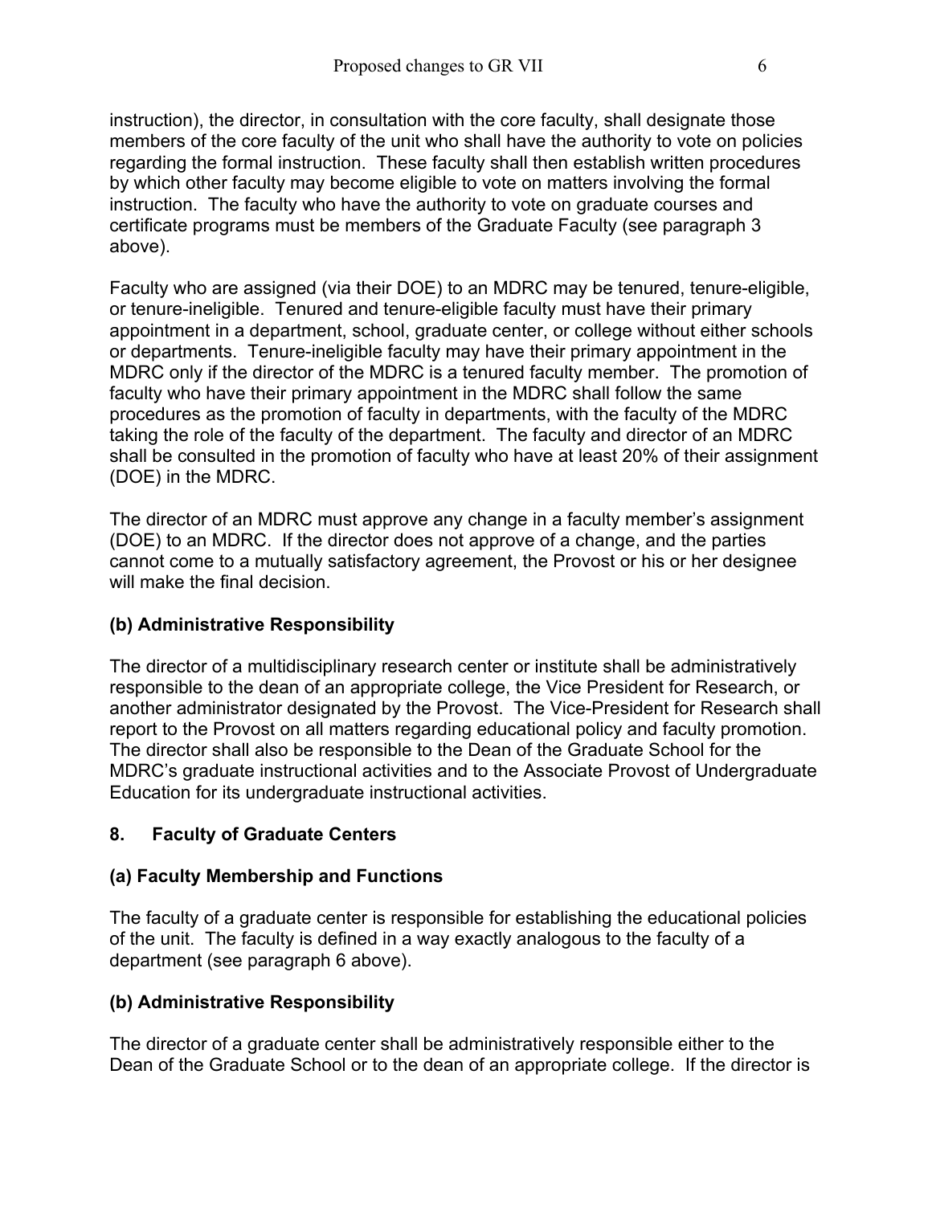instruction), the director, in consultation with the core faculty, shall designate those members of the core faculty of the unit who shall have the authority to vote on policies regarding the formal instruction. These faculty shall then establish written procedures by which other faculty may become eligible to vote on matters involving the formal instruction. The faculty who have the authority to vote on graduate courses and certificate programs must be members of the Graduate Faculty (see paragraph 3 above).

Faculty who are assigned (via their DOE) to an MDRC may be tenured, tenure-eligible, or tenure-ineligible. Tenured and tenure-eligible faculty must have their primary appointment in a department, school, graduate center, or college without either schools or departments. Tenure-ineligible faculty may have their primary appointment in the MDRC only if the director of the MDRC is a tenured faculty member. The promotion of faculty who have their primary appointment in the MDRC shall follow the same procedures as the promotion of faculty in departments, with the faculty of the MDRC taking the role of the faculty of the department. The faculty and director of an MDRC shall be consulted in the promotion of faculty who have at least 20% of their assignment (DOE) in the MDRC.

The director of an MDRC must approve any change in a faculty member's assignment (DOE) to an MDRC. If the director does not approve of a change, and the parties cannot come to a mutually satisfactory agreement, the Provost or his or her designee will make the final decision.

**(b) Administrative Responsibility**

The director of a multidisciplinary research center or institute shall be administratively responsible to the dean of an appropriate college, the Vice President for Research, or another administrator designated by the Provost. The Vice-President for Research shall report to the Provost on all matters regarding educational policy and faculty promotion. The director shall also be responsible to the Dean of the Graduate School for the MDRC's graduate instructional activities and to the Associate Provost of Undergraduate Education for its undergraduate instructional activities.

## 8. Faculty of Graduate Centers

**(a) Faculty Membership and Functions**

The faculty of a graduate center is responsible for establishing the educational policies of the unit. The faculty is defined in a way exactly analogous to the faculty of a department (see paragraph 6 above).

**(b) Administrative Responsibility**

The director of a graduate center shall be administratively responsible either to the Dean of the Graduate School or to the dean of an appropriate college. If the director is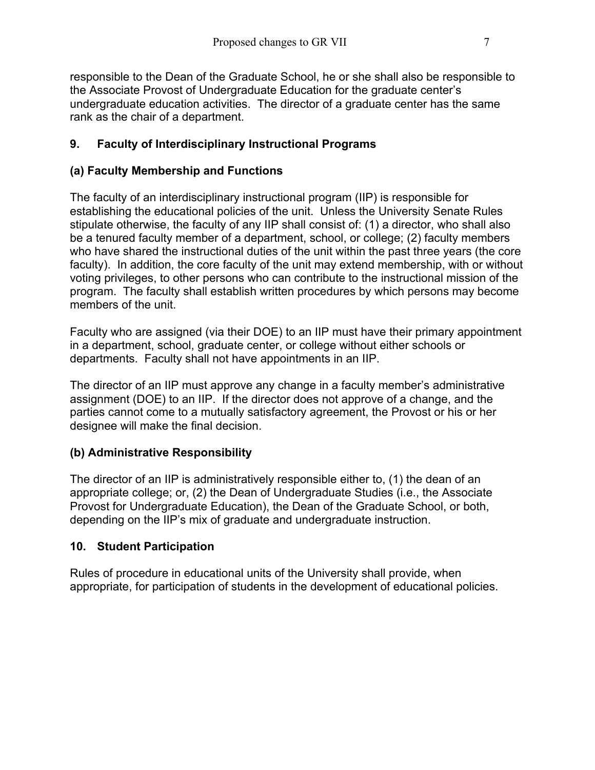responsible to the Dean of the Graduate School, he or she shall also be responsible to the Associate Provost of Undergraduate Education for the graduate center's undergraduate education activities. The director of a graduate center has the same rank as the chair of a department.

## 9. Faculty of Interdisciplinary Instructional Programs

### (a) Faculty Membership and Functions

The faculty of an interdisciplinary instructional program (IIP) is responsible for establishing the educational policies of the unit. Unless the University Senate Rules stipulate otherwise, the faculty of any IIP shall consist of: (1) a director, who shall also be a tenured faculty member of a department, school, or college; (2) faculty members who have shared the instructional duties of the unit within the past three years (the core faculty). In addition, the core faculty of the unit may extend membership, with or without voting privileges, to other persons who can contribute to the instructional mission of the program. The faculty shall establish written procedures by which persons may become members of the unit.

Faculty who are assigned (via their DOE) to an IIP must have their primary appointment in a department, school, graduate center, or college without either schools or departments. Faculty shall not have appointments in an IIP.

The director of an IIP must approve any change in a faculty member's administrative assignment (DOE) to an IIP. If the director does not approve of a change, and the parties cannot come to a mutually satisfactory agreement, the Provost or his or her designee will make the final decision.

### (b) Administrative Responsibility

The director of an IIP is administratively responsible either to, (1) the dean of an appropriate college; or, (2) the Dean of Undergraduate Studies (i.e., the Associate Provost for Undergraduate Education), the Dean of the Graduate School, or both, depending on the IIP's mix of graduate and undergraduate instruction.

## 10. Student Participation

Rules of procedure in educational units of the University shall provide, when appropriate, for participation of students in the development of educational policies.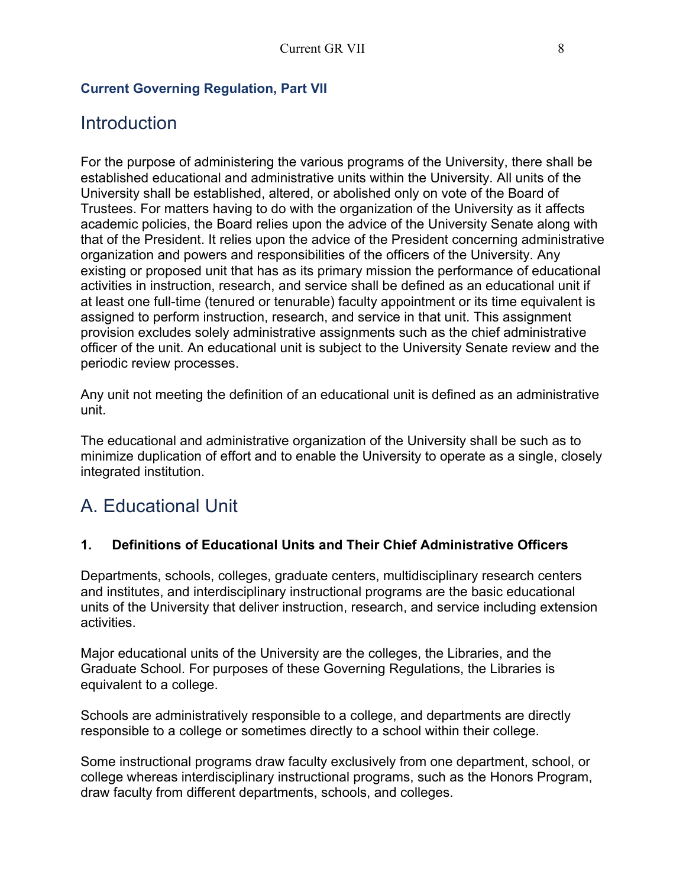**Current Governing Regulation, Part VII**

## Introduction

For the purpose of administering the various programs of the University, there shall be established educational and administrative units within the University. All units of the University shall be established, altered, or abolished only on vote of the Board of Trustees. For matters having to do with the organization of the University as it affects academic policies, the Board relies upon the advice of the University Senate along with that of the President. It relies upon the advice of the President concerning administrative organization and powers and responsibilities of the officers of the University. Any existing or proposed unit that has as its primary mission the performance of educational activities in instruction, research, and service shall be defined as an educational unit if at least one full-time (tenured or tenurable) faculty appointment or its time equivalent is assigned to perform instruction, research, and service in that unit. This assignment provision excludes solely administrative assignments such as the chief administrative officer of the unit. An educational unit is subject to the University Senate review and the periodic review processes.

Any unit not meeting the definition of an educational unit is defined as an administrative unit.

The educational and administrative organization of the University shall be such as to minimize duplication of effort and to enable the University to operate as a single, closely integrated institution.

## A. Educational Unit

### 1. Definitions of Educational Units and Their Chief Administrative Officers

Departments, schools, colleges, graduate centers, multidisciplinary research centers and institutes, and interdisciplinary instructional programs are the basic educational units of the University that deliver instruction, research, and service including extension activities.

Major educational units of the University are the colleges, the Libraries, and the Graduate School. For purposes of these Governing Regulations, the Libraries is equivalent to a college.

Schools are administratively responsible to a college, and departments are directly responsible to a college or sometimes directly to a school within their college.

Some instructional programs draw faculty exclusively from one department, school, or college whereas interdisciplinary instructional programs, such as the Honors Program, draw faculty from different departments, schools, and colleges.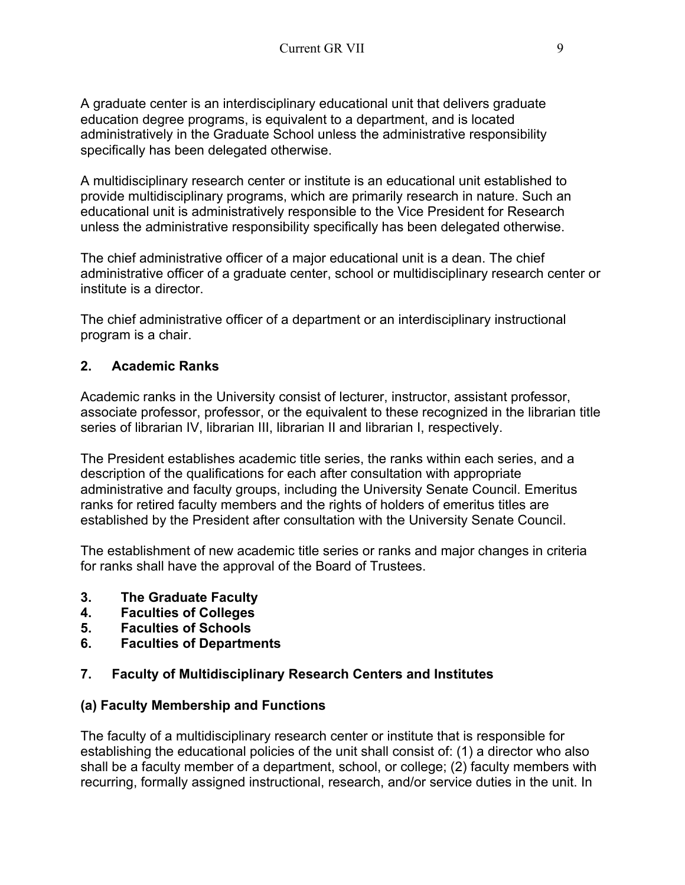A graduate center is an interdisciplinary educational unit that delivers graduate education degree programs, is equivalent to a department, and is located administratively in the Graduate School unless the administrative responsibility specifically has been delegated otherwise.

A multidisciplinary research center or institute is an educational unit established to provide multidisciplinary programs, which are primarily research in nature. Such an educational unit is administratively responsible to the Vice President for Research unless the administrative responsibility specifically has been delegated otherwise.

The chief administrative officer of a major educational unit is a dean. The chief administrative officer of a graduate center, school or multidisciplinary research center or institute is a director.

The chief administrative officer of a department or an interdisciplinary instructional program is a chair.

## 2. Academic Ranks

Academic ranks in the University consist of lecturer, instructor, assistant professor, associate professor, professor, or the equivalent to these recognized in the librarian title series of librarian IV, librarian III, librarian II and librarian I, respectively.

The President establishes academic title series, the ranks within each series, and a description of the qualifications for each after consultation with appropriate administrative and faculty groups, including the University Senate Council. Emeritus ranks for retired faculty members and the rights of holders of emeritus titles are established by the President after consultation with the University Senate Council.

The establishment of new academic title series or ranks and major changes in criteria for ranks shall have the approval of the Board of Trustees.

## 3. The Graduate Faculty
## 4. Faculties of Colleges
## 5. Faculties of Schools
## 6. Faculties of Departments

## 7. Faculty of Multidisciplinary Research Centers and Institutes

### (a) Faculty Membership and Functions

The faculty of a multidisciplinary research center or institute that is responsible for establishing the educational policies of the unit shall consist of: (1) a director who also shall be a faculty member of a department, school, or college; (2) faculty members with recurring, formally assigned instructional, research, and/or service duties in the unit. In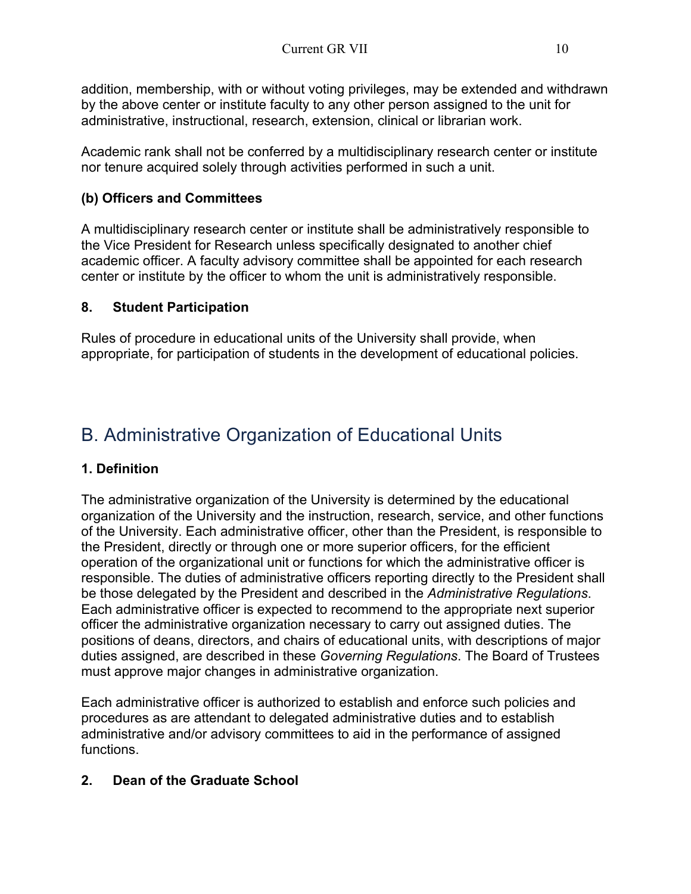addition, membership, with or without voting privileges, may be extended and withdrawn by the above center or institute faculty to any other person assigned to the unit for administrative, instructional, research, extension, clinical or librarian work.

Academic rank shall not be conferred by a multidisciplinary research center or institute nor tenure acquired solely through activities performed in such a unit.

**(b) Officers and Committees**

A multidisciplinary research center or institute shall be administratively responsible to the Vice President for Research unless specifically designated to another chief academic officer. A faculty advisory committee shall be appointed for each research center or institute by the officer to whom the unit is administratively responsible.

**8. Student Participation**

Rules of procedure in educational units of the University shall provide, when appropriate, for participation of students in the development of educational policies.

## B. Administrative Organization of Educational Units

**1. Definition**

The administrative organization of the University is determined by the educational organization of the University and the instruction, research, service, and other functions of the University. Each administrative officer, other than the President, is responsible to the President, directly or through one or more superior officers, for the efficient operation of the organizational unit or functions for which the administrative officer is responsible. The duties of administrative officers reporting directly to the President shall be those delegated by the President and described in the *Administrative Regulations*. Each administrative officer is expected to recommend to the appropriate next superior officer the administrative organization necessary to carry out assigned duties. The positions of deans, directors, and chairs of educational units, with descriptions of major duties assigned, are described in these *Governing Regulations*. The Board of Trustees must approve major changes in administrative organization.

Each administrative officer is authorized to establish and enforce such policies and procedures as are attendant to delegated administrative duties and to establish administrative and/or advisory committees to aid in the performance of assigned functions.

**2. Dean of the Graduate School**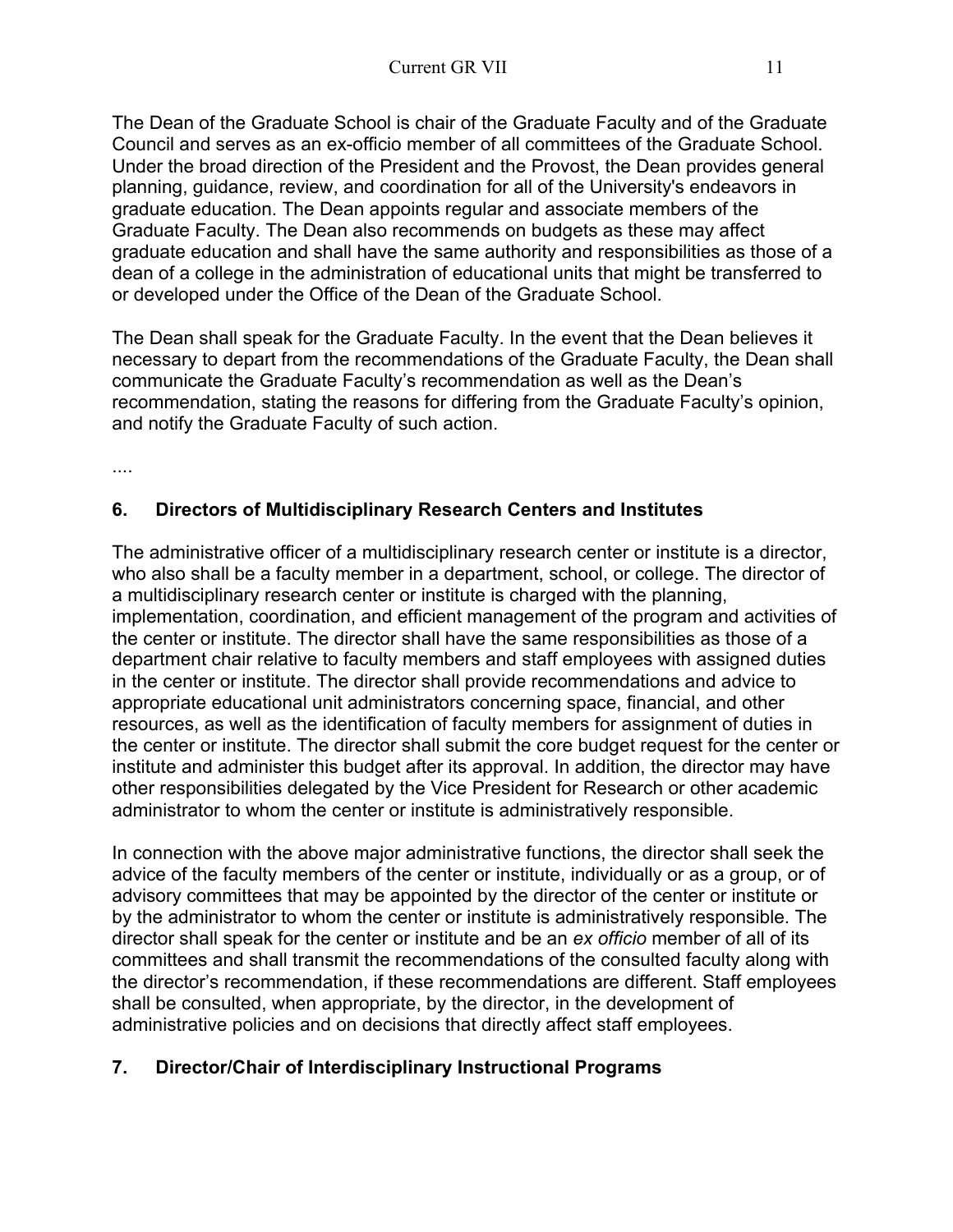The Dean of the Graduate School is chair of the Graduate Faculty and of the Graduate Council and serves as an ex-officio member of all committees of the Graduate School. Under the broad direction of the President and the Provost, the Dean provides general planning, guidance, review, and coordination for all of the University's endeavors in graduate education. The Dean appoints regular and associate members of the Graduate Faculty. The Dean also recommends on budgets as these may affect graduate education and shall have the same authority and responsibilities as those of a dean of a college in the administration of educational units that might be transferred to or developed under the Office of the Dean of the Graduate School.

The Dean shall speak for the Graduate Faculty. In the event that the Dean believes it necessary to depart from the recommendations of the Graduate Faculty, the Dean shall communicate the Graduate Faculty's recommendation as well as the Dean's recommendation, stating the reasons for differing from the Graduate Faculty's opinion, and notify the Graduate Faculty of such action.

....

## 6. Directors of Multidisciplinary Research Centers and Institutes

The administrative officer of a multidisciplinary research center or institute is a director, who also shall be a faculty member in a department, school, or college. The director of a multidisciplinary research center or institute is charged with the planning, implementation, coordination, and efficient management of the program and activities of the center or institute. The director shall have the same responsibilities as those of a department chair relative to faculty members and staff employees with assigned duties in the center or institute. The director shall provide recommendations and advice to appropriate educational unit administrators concerning space, financial, and other resources, as well as the identification of faculty members for assignment of duties in the center or institute. The director shall submit the core budget request for the center or institute and administer this budget after its approval. In addition, the director may have other responsibilities delegated by the Vice President for Research or other academic administrator to whom the center or institute is administratively responsible.

In connection with the above major administrative functions, the director shall seek the advice of the faculty members of the center or institute, individually or as a group, or of advisory committees that may be appointed by the director of the center or institute or by the administrator to whom the center or institute is administratively responsible. The director shall speak for the center or institute and be an *ex officio* member of all of its committees and shall transmit the recommendations of the consulted faculty along with the director's recommendation, if these recommendations are different. Staff employees shall be consulted, when appropriate, by the director, in the development of administrative policies and on decisions that directly affect staff employees.

## 7. Director/Chair of Interdisciplinary Instructional Programs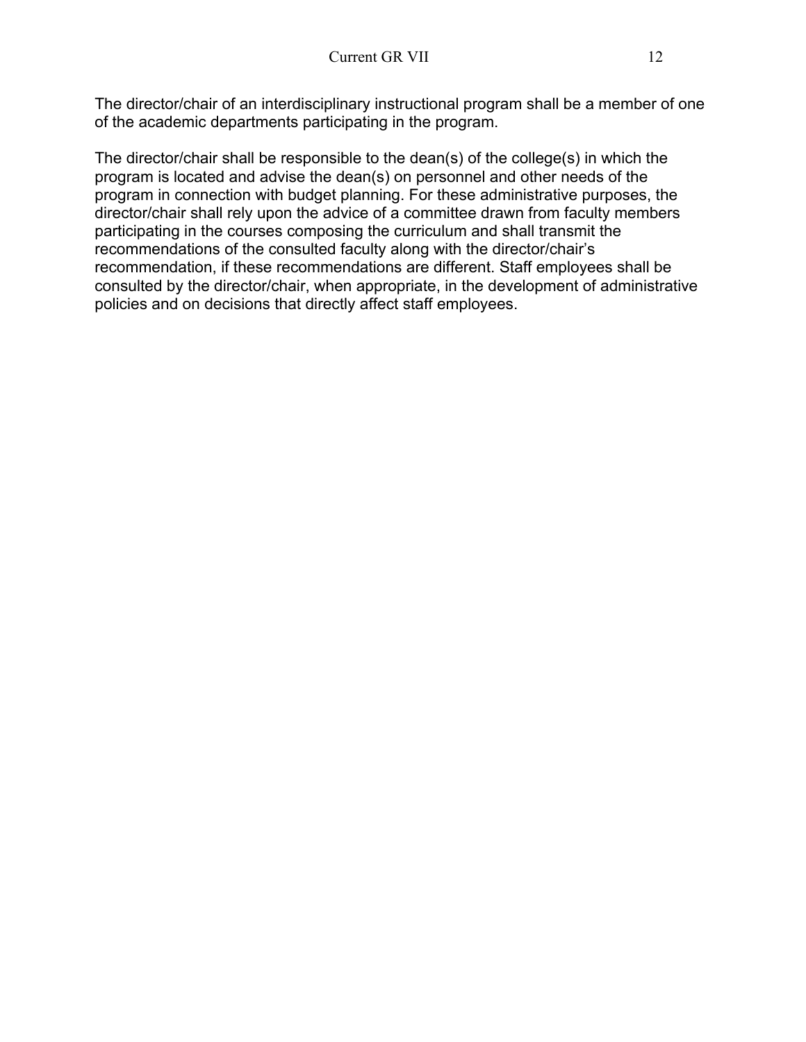The director/chair of an interdisciplinary instructional program shall be a member of one of the academic departments participating in the program.

The director/chair shall be responsible to the dean(s) of the college(s) in which the program is located and advise the dean(s) on personnel and other needs of the program in connection with budget planning. For these administrative purposes, the director/chair shall rely upon the advice of a committee drawn from faculty members participating in the courses composing the curriculum and shall transmit the recommendations of the consulted faculty along with the director/chair's recommendation, if these recommendations are different. Staff employees shall be consulted by the director/chair, when appropriate, in the development of administrative policies and on decisions that directly affect staff employees.